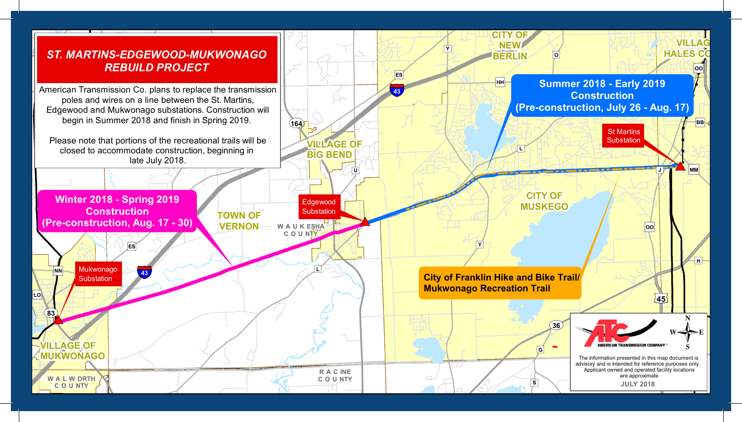# ST. MARTINS-EDGEWOOD-MUKWONAGO REBUILD PROJECT

American Transmission Co. plans to replace the transmission poles and wires on a line between the St. Martins, Edgewood and Mukwonago substations. Construction will begin in Summer 2018 and finish in Spring 2019.

Please note that portions of the recreational trails will be closed to accommodate construction, beginning in late July 2018.

**Summer 2018 - Early 2019 Construction (Pre-construction, July 26 - Aug. 17)**

**Winter 2018 - Spring 2019 Construction (Pre-construction, Aug. 17 - 30)**

**City of Franklin Hike and Bike Trail/ Mukwonago Recreation Trail**

St Martins Substation

Edgewood Substation

Mukwonago Substation

CITY OF NEW BERLIN

VILLAGE OF HALES CORNERS

VILLAGE OF BIG BEND

TOWN OF VERNON

CITY OF MUSKEGO

VILLAGE OF MUKWONAGO

WAUKESHA COUNTY

WALWORTH COUNTY

RACINE COUNTY

AMERICAN TRANSMISSION COMPANY

The information presented in this map document is advisory and is intended for reference purposes only. Applicant owned and operated facility locations are approximate.

JULY 2018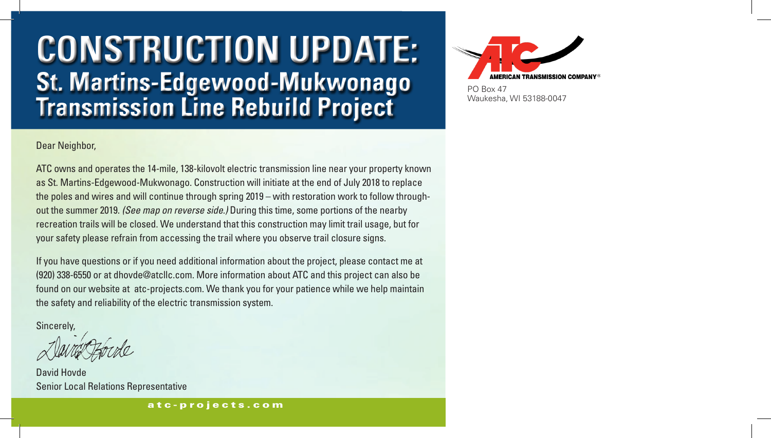# CONSTRUCTION UPDATE:
## St. Martins-Edgewood-Mukwonago Transmission Line Rebuild Project

Dear Neighbor,

ATC owns and operates the 14-mile, 138-kilovolt electric transmission line near your property known as St. Martins-Edgewood-Mukwonago. Construction will initiate at the end of July 2018 to replace the poles and wires and will continue through spring 2019 – with restoration work to follow throughout the summer 2019. *(See map on reverse side.)* During this time, some portions of the nearby recreation trails will be closed. We understand that this construction may limit trail usage, but for your safety please refrain from accessing the trail where you observe trail closure signs.

If you have questions or if you need additional information about the project, please contact me at (920) 338-6550 or at dhovde@atcllc.com. More information about ATC and this project can also be found on our website at atc-projects.com. We thank you for your patience while we help maintain the safety and reliability of the electric transmission system.

Sincerely,

David Hovde
Senior Local Relations Representative

atc-projects.com

AMERICAN TRANSMISSION COMPANY®
PO Box 47
Waukesha, WI 53188-0047